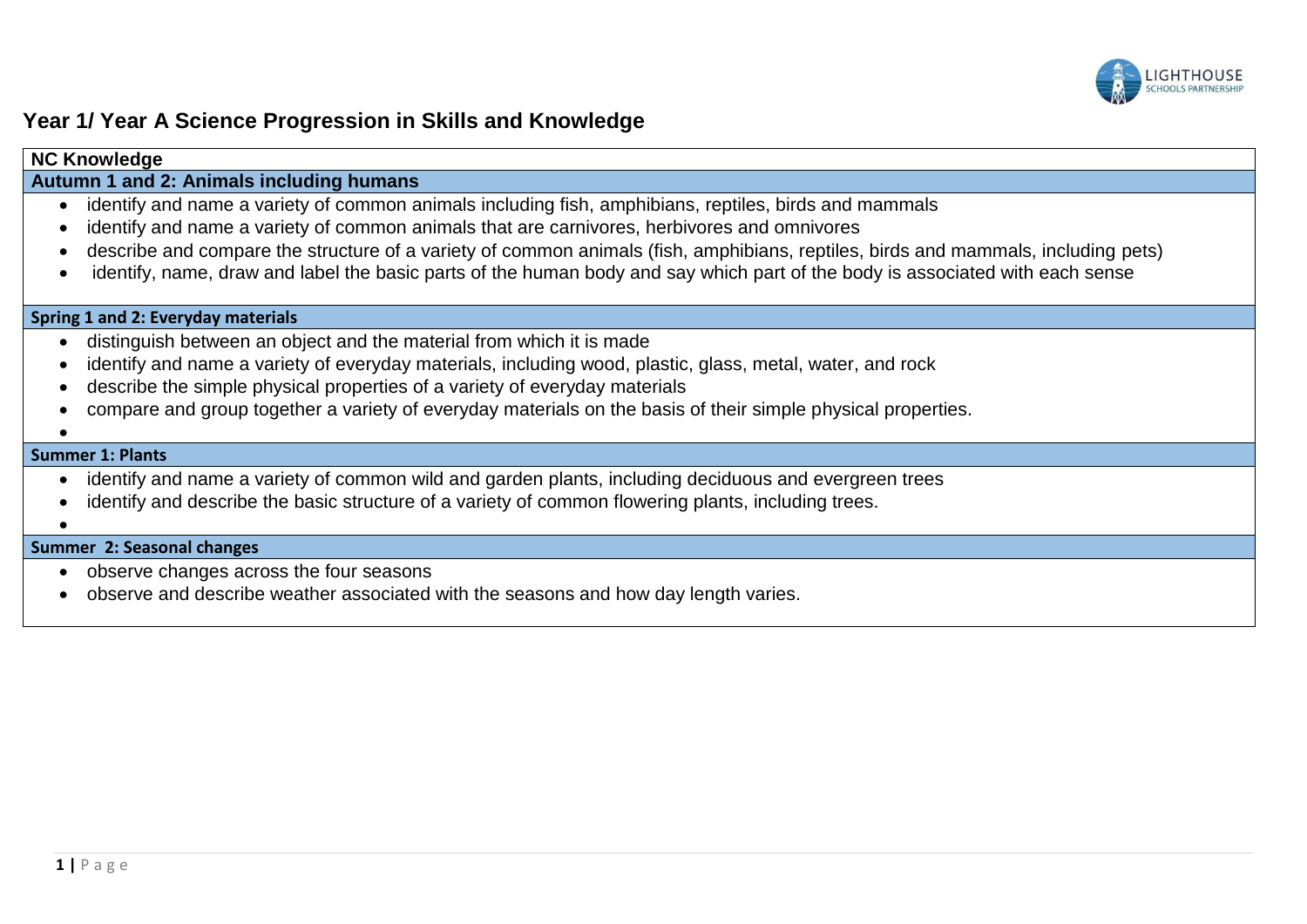# Year 1/ Year A Science Progression in Skills and Knowledge

## NC Knowledge

### Autumn 1 and 2: Animals including humans

- identify and name a variety of common animals including fish, amphibians, reptiles, birds and mammals
- identify and name a variety of common animals that are carnivores, herbivores and omnivores
- describe and compare the structure of a variety of common animals (fish, amphibians, reptiles, birds and mammals, including pets)
- identify, name, draw and label the basic parts of the human body and say which part of the body is associated with each sense

### Spring 1 and 2: Everyday materials

- distinguish between an object and the material from which it is made
- identify and name a variety of everyday materials, including wood, plastic, glass, metal, water, and rock
- describe the simple physical properties of a variety of everyday materials
- compare and group together a variety of everyday materials on the basis of their simple physical properties.

### Summer 1: Plants

- identify and name a variety of common wild and garden plants, including deciduous and evergreen trees
- identify and describe the basic structure of a variety of common flowering plants, including trees.

### Summer 2: Seasonal changes

- observe changes across the four seasons
- observe and describe weather associated with the seasons and how day length varies.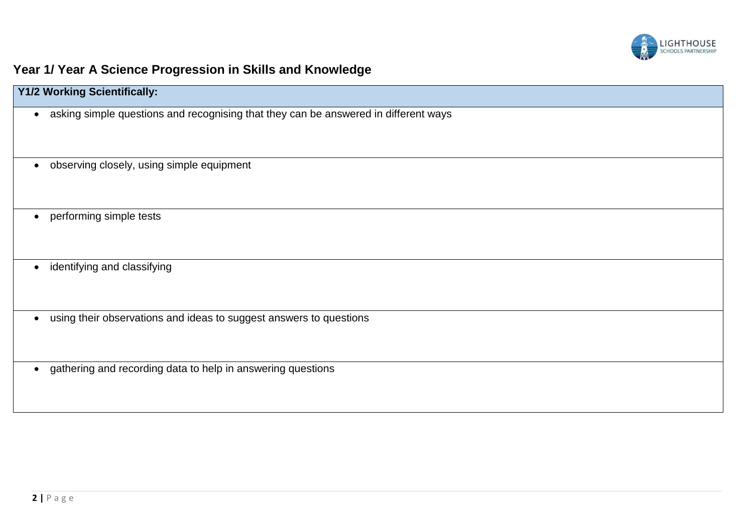## Year 1/ Year A Science Progression in Skills and Knowledge

| Y1/2 Working Scientifically: |
|---|
| • asking simple questions and recognising that they can be answered in different ways |
| • observing closely, using simple equipment |
| • performing simple tests |
| • identifying and classifying |
| • using their observations and ideas to suggest answers to questions |
| • gathering and recording data to help in answering questions |